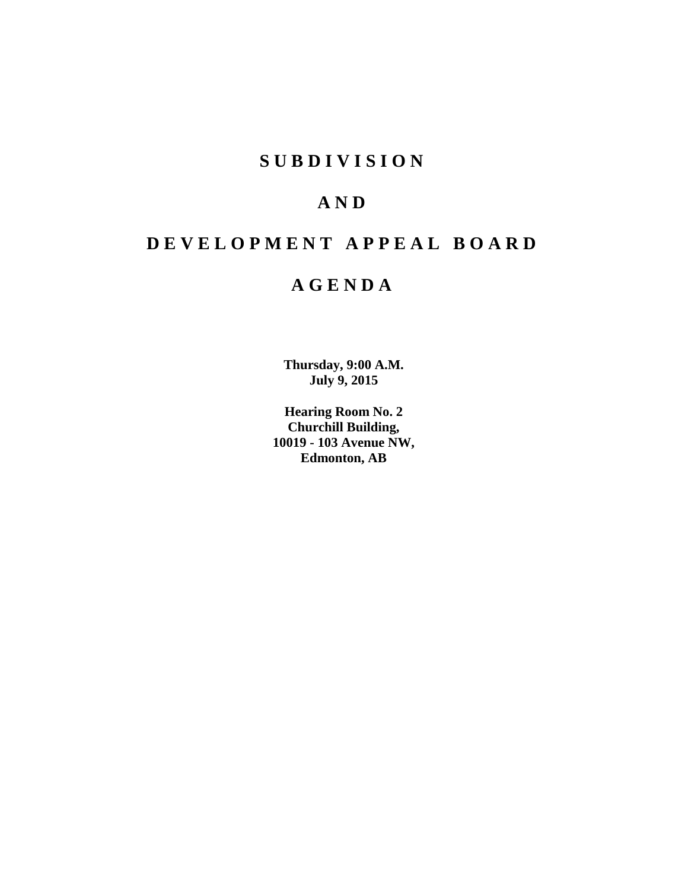# SUBDIVISION

# AND

# DEVELOPMENT APPEAL BOARD

# AGENDA

**Thursday, 9:00 A.M.**
**July 9, 2015**

**Hearing Room No. 2**
**Churchill Building,**
**10019 - 103 Avenue NW,**
**Edmonton, AB**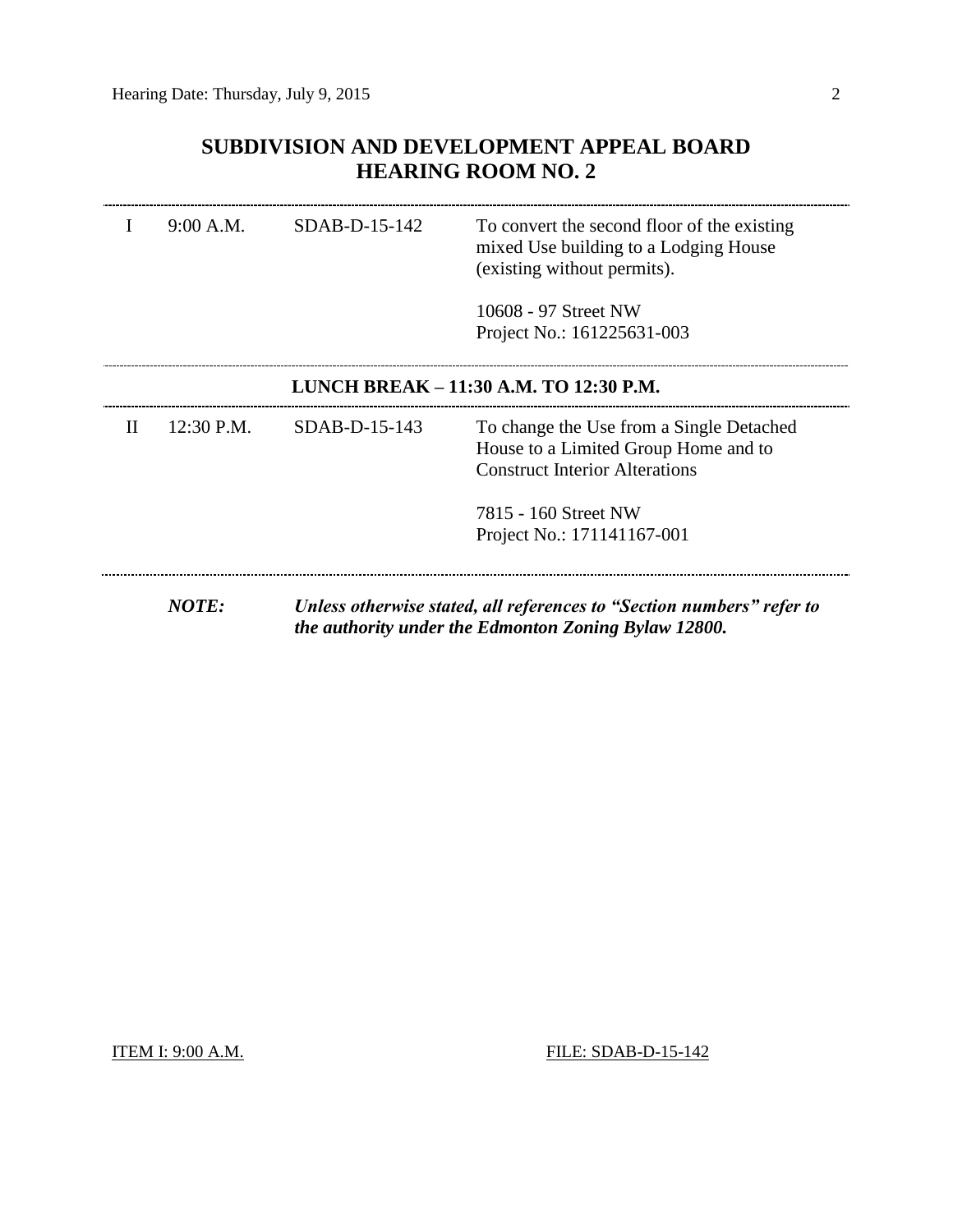## SUBDIVISION AND DEVELOPMENT APPEAL BOARD
## HEARING ROOM NO. 2

| | | | |
|---|---|---|---|
| I | 9:00 A.M. | SDAB-D-15-142 | To convert the second floor of the existing mixed Use building to a Lodging House (existing without permits).<br><br>10608 - 97 Street NW<br>Project No.: 161225631-003 |

**LUNCH BREAK – 11:30 A.M. TO 12:30 P.M.**

| | | | |
|---|---|---|---|
| II | 12:30 P.M. | SDAB-D-15-143 | To change the Use from a Single Detached House to a Limited Group Home and to Construct Interior Alterations<br><br>7815 - 160 Street NW<br>Project No.: 171141167-001 |

***NOTE:*** ***Unless otherwise stated, all references to "Section numbers" refer to the authority under the Edmonton Zoning Bylaw 12800.***

ITEM I: 9:00 A.M. FILE: SDAB-D-15-142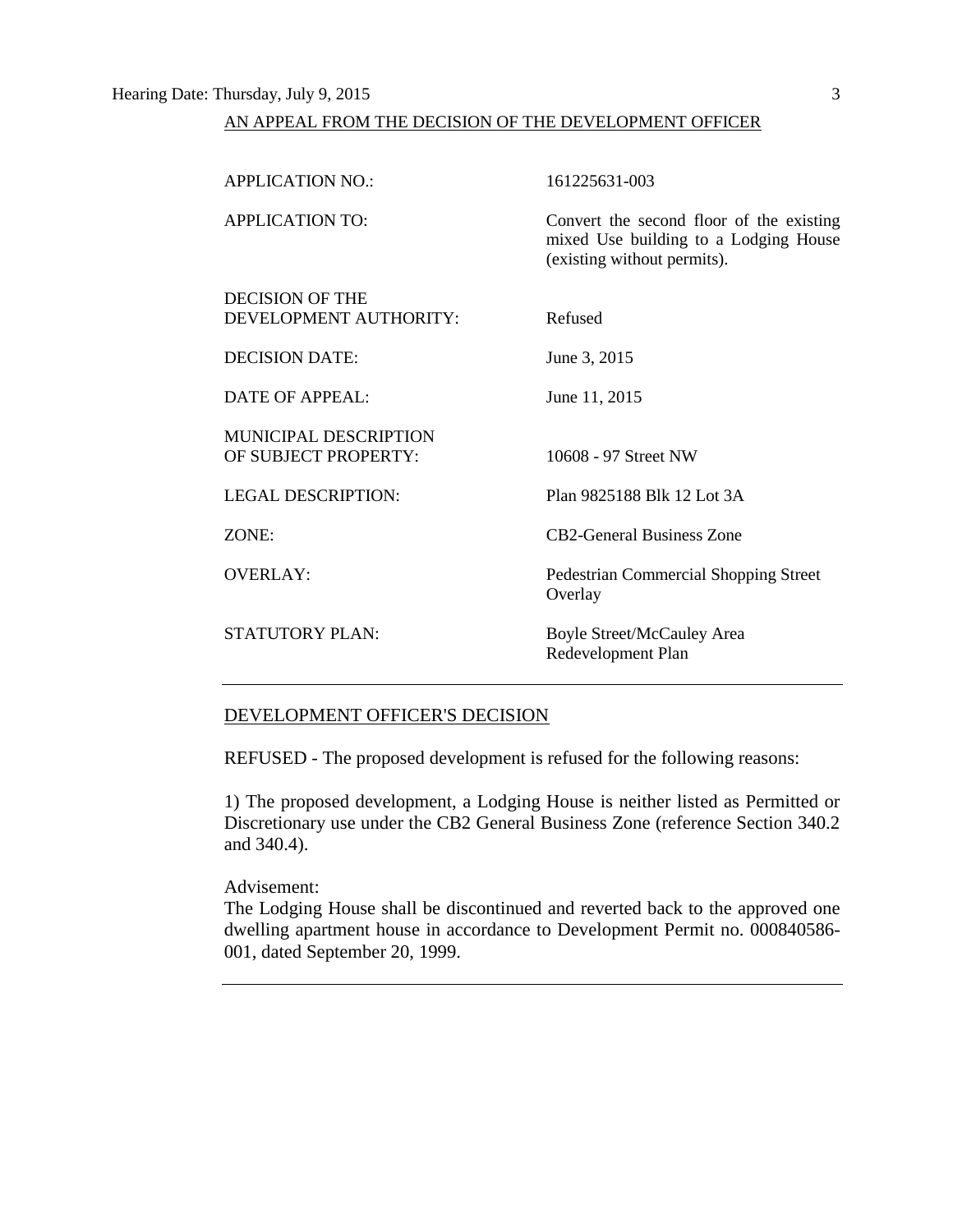AN APPEAL FROM THE DECISION OF THE DEVELOPMENT OFFICER

| | |
|---|---|
| APPLICATION NO.: | 161225631-003 |
| APPLICATION TO: | Convert the second floor of the existing mixed Use building to a Lodging House (existing without permits). |
| DECISION OF THE DEVELOPMENT AUTHORITY: | Refused |
| DECISION DATE: | June 3, 2015 |
| DATE OF APPEAL: | June 11, 2015 |
| MUNICIPAL DESCRIPTION OF SUBJECT PROPERTY: | 10608 - 97 Street NW |
| LEGAL DESCRIPTION: | Plan 9825188 Blk 12 Lot 3A |
| ZONE: | CB2-General Business Zone |
| OVERLAY: | Pedestrian Commercial Shopping Street Overlay |
| STATUTORY PLAN: | Boyle Street/McCauley Area Redevelopment Plan |

---

DEVELOPMENT OFFICER'S DECISION

REFUSED - The proposed development is refused for the following reasons:

1) The proposed development, a Lodging House is neither listed as Permitted or Discretionary use under the CB2 General Business Zone (reference Section 340.2 and 340.4).

Advisement:
The Lodging House shall be discontinued and reverted back to the approved one dwelling apartment house in accordance to Development Permit no. 000840586-001, dated September 20, 1999.

---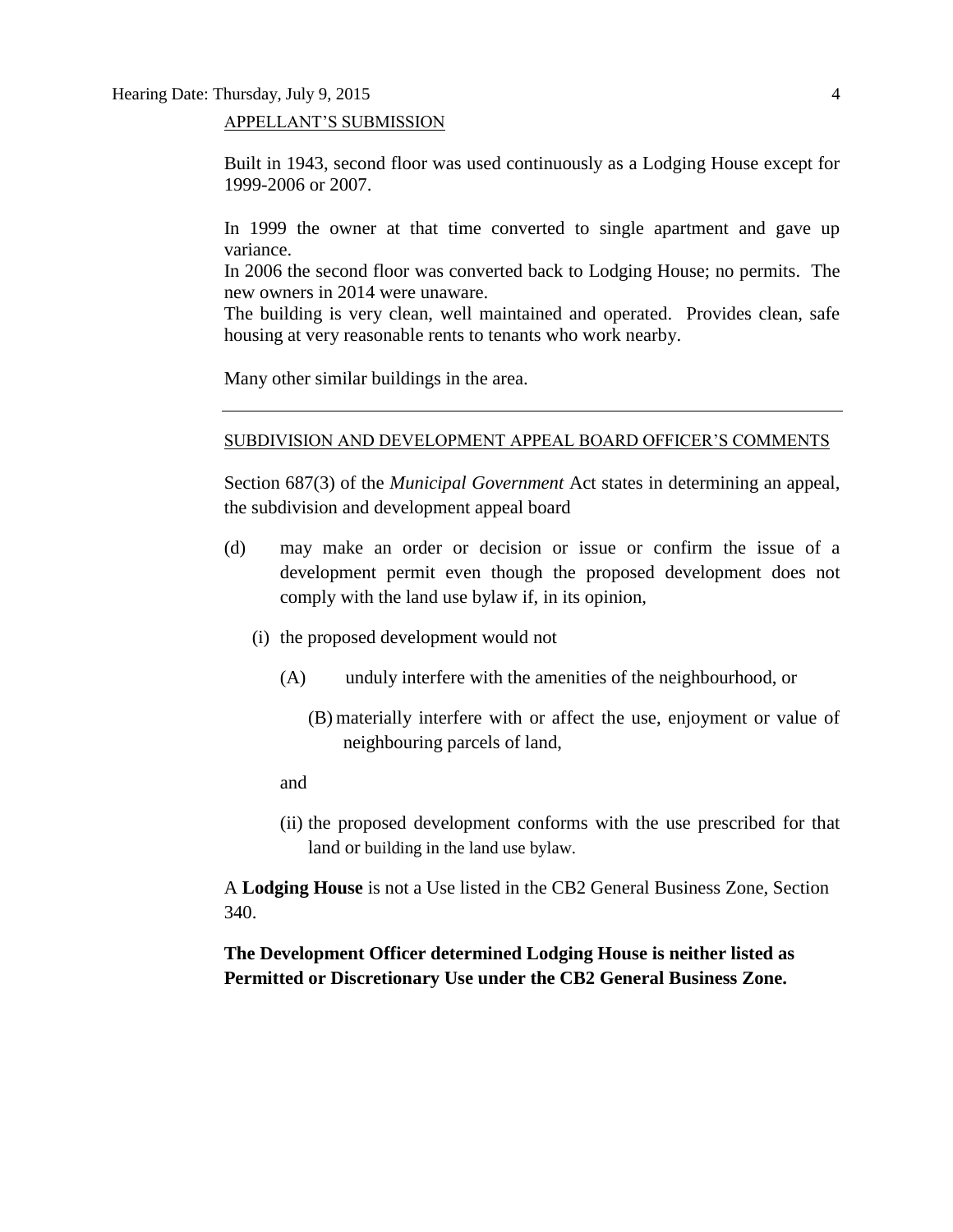APPELLANT'S SUBMISSION

Built in 1943, second floor was used continuously as a Lodging House except for 1999-2006 or 2007.

In 1999 the owner at that time converted to single apartment and gave up variance.
In 2006 the second floor was converted back to Lodging House; no permits. The new owners in 2014 were unaware.
The building is very clean, well maintained and operated. Provides clean, safe housing at very reasonable rents to tenants who work nearby.

Many other similar buildings in the area.

---

SUBDIVISION AND DEVELOPMENT APPEAL BOARD OFFICER'S COMMENTS

Section 687(3) of the *Municipal Government* Act states in determining an appeal, the subdivision and development appeal board

(d) may make an order or decision or issue or confirm the issue of a development permit even though the proposed development does not comply with the land use bylaw if, in its opinion,

(i) the proposed development would not

(A) unduly interfere with the amenities of the neighbourhood, or

(B) materially interfere with or affect the use, enjoyment or value of neighbouring parcels of land,

and

(ii) the proposed development conforms with the use prescribed for that land or building in the land use bylaw.

A **Lodging House** is not a Use listed in the CB2 General Business Zone, Section 340.

**The Development Officer determined Lodging House is neither listed as Permitted or Discretionary Use under the CB2 General Business Zone.**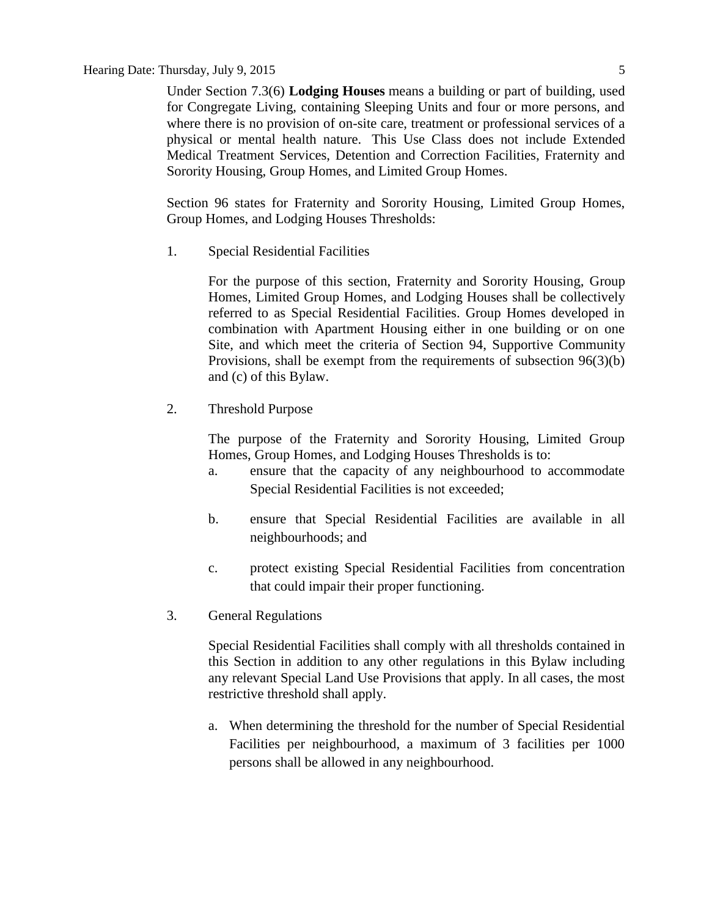Under Section 7.3(6) **Lodging Houses** means a building or part of building, used for Congregate Living, containing Sleeping Units and four or more persons, and where there is no provision of on-site care, treatment or professional services of a physical or mental health nature. This Use Class does not include Extended Medical Treatment Services, Detention and Correction Facilities, Fraternity and Sorority Housing, Group Homes, and Limited Group Homes.

Section 96 states for Fraternity and Sorority Housing, Limited Group Homes, Group Homes, and Lodging Houses Thresholds:

1. Special Residential Facilities

   For the purpose of this section, Fraternity and Sorority Housing, Group Homes, Limited Group Homes, and Lodging Houses shall be collectively referred to as Special Residential Facilities. Group Homes developed in combination with Apartment Housing either in one building or on one Site, and which meet the criteria of Section 94, Supportive Community Provisions, shall be exempt from the requirements of subsection 96(3)(b) and (c) of this Bylaw.

2. Threshold Purpose

   The purpose of the Fraternity and Sorority Housing, Limited Group Homes, Group Homes, and Lodging Houses Thresholds is to:

   a. ensure that the capacity of any neighbourhood to accommodate Special Residential Facilities is not exceeded;

   b. ensure that Special Residential Facilities are available in all neighbourhoods; and

   c. protect existing Special Residential Facilities from concentration that could impair their proper functioning.

3. General Regulations

   Special Residential Facilities shall comply with all thresholds contained in this Section in addition to any other regulations in this Bylaw including any relevant Special Land Use Provisions that apply. In all cases, the most restrictive threshold shall apply.

   a. When determining the threshold for the number of Special Residential Facilities per neighbourhood, a maximum of 3 facilities per 1000 persons shall be allowed in any neighbourhood.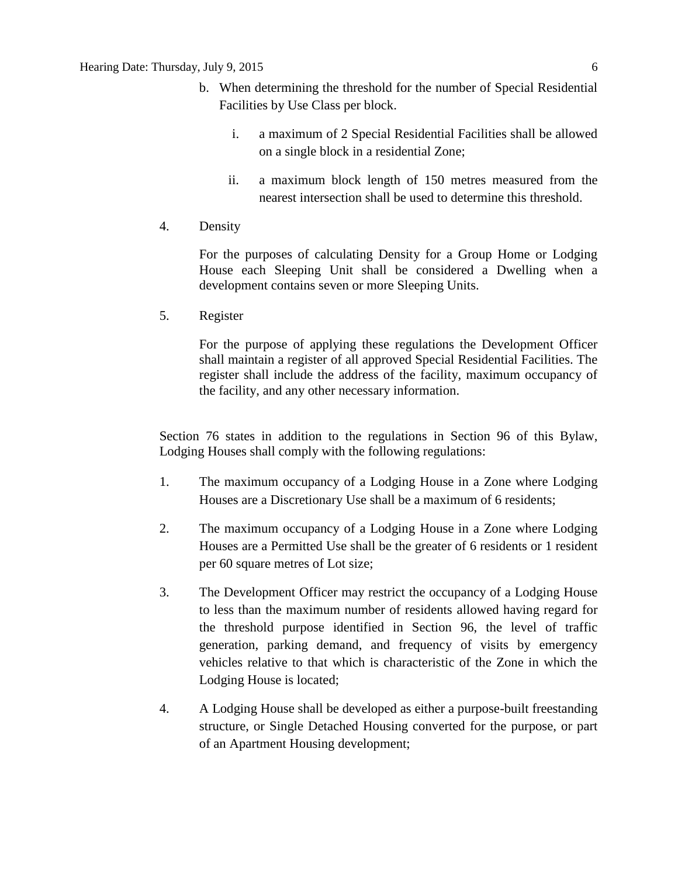b. When determining the threshold for the number of Special Residential Facilities by Use Class per block.

   i. a maximum of 2 Special Residential Facilities shall be allowed on a single block in a residential Zone;

   ii. a maximum block length of 150 metres measured from the nearest intersection shall be used to determine this threshold.

4. Density

   For the purposes of calculating Density for a Group Home or Lodging House each Sleeping Unit shall be considered a Dwelling when a development contains seven or more Sleeping Units.

5. Register

   For the purpose of applying these regulations the Development Officer shall maintain a register of all approved Special Residential Facilities. The register shall include the address of the facility, maximum occupancy of the facility, and any other necessary information.

Section 76 states in addition to the regulations in Section 96 of this Bylaw, Lodging Houses shall comply with the following regulations:

1. The maximum occupancy of a Lodging House in a Zone where Lodging Houses are a Discretionary Use shall be a maximum of 6 residents;

2. The maximum occupancy of a Lodging House in a Zone where Lodging Houses are a Permitted Use shall be the greater of 6 residents or 1 resident per 60 square metres of Lot size;

3. The Development Officer may restrict the occupancy of a Lodging House to less than the maximum number of residents allowed having regard for the threshold purpose identified in Section 96, the level of traffic generation, parking demand, and frequency of visits by emergency vehicles relative to that which is characteristic of the Zone in which the Lodging House is located;

4. A Lodging House shall be developed as either a purpose-built freestanding structure, or Single Detached Housing converted for the purpose, or part of an Apartment Housing development;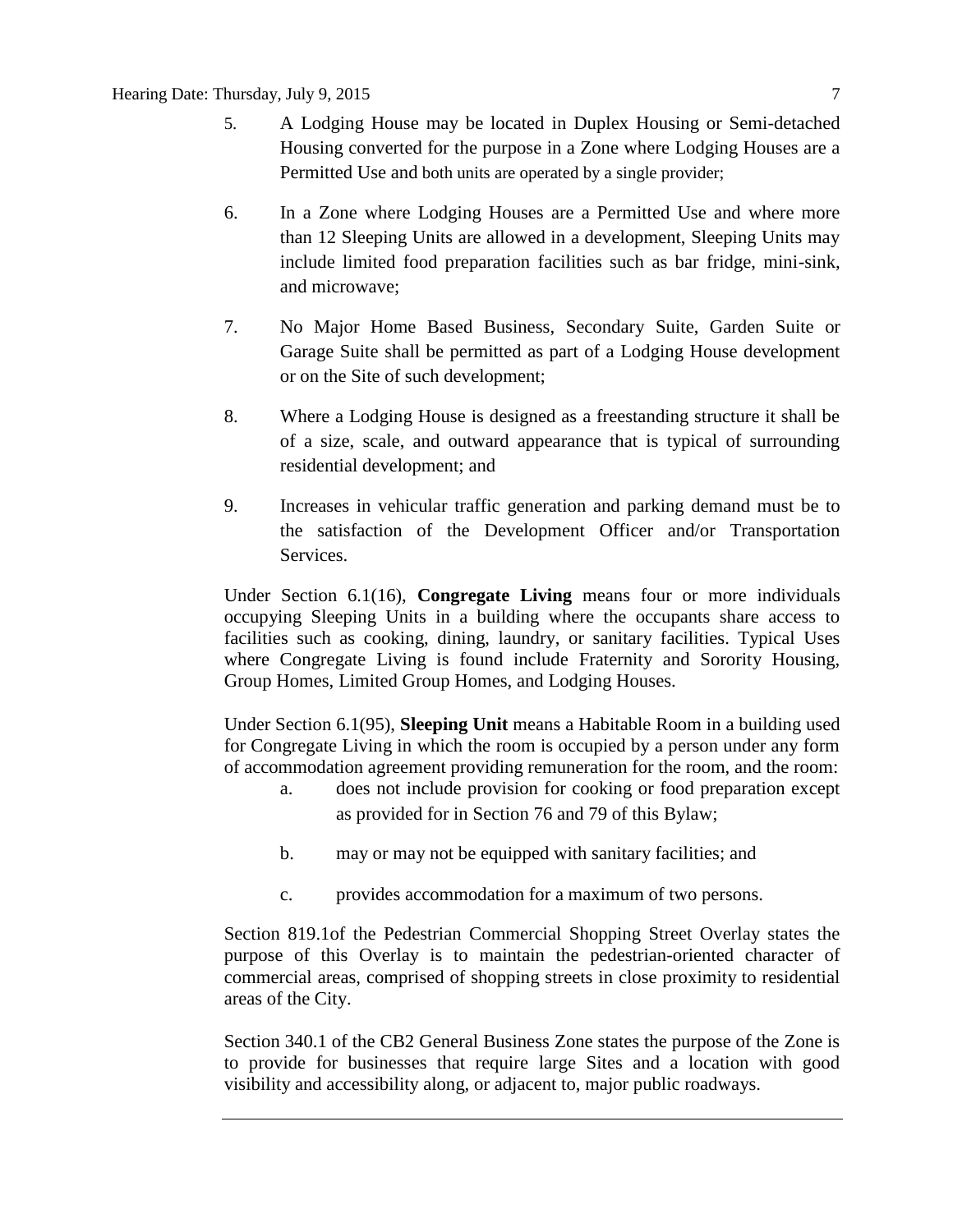5. A Lodging House may be located in Duplex Housing or Semi-detached Housing converted for the purpose in a Zone where Lodging Houses are a Permitted Use and both units are operated by a single provider;

6. In a Zone where Lodging Houses are a Permitted Use and where more than 12 Sleeping Units are allowed in a development, Sleeping Units may include limited food preparation facilities such as bar fridge, mini-sink, and microwave;

7. No Major Home Based Business, Secondary Suite, Garden Suite or Garage Suite shall be permitted as part of a Lodging House development or on the Site of such development;

8. Where a Lodging House is designed as a freestanding structure it shall be of a size, scale, and outward appearance that is typical of surrounding residential development; and

9. Increases in vehicular traffic generation and parking demand must be to the satisfaction of the Development Officer and/or Transportation Services.

Under Section 6.1(16), **Congregate Living** means four or more individuals occupying Sleeping Units in a building where the occupants share access to facilities such as cooking, dining, laundry, or sanitary facilities. Typical Uses where Congregate Living is found include Fraternity and Sorority Housing, Group Homes, Limited Group Homes, and Lodging Houses.

Under Section 6.1(95), **Sleeping Unit** means a Habitable Room in a building used for Congregate Living in which the room is occupied by a person under any form of accommodation agreement providing remuneration for the room, and the room:

a. does not include provision for cooking or food preparation except as provided for in Section 76 and 79 of this Bylaw;

b. may or may not be equipped with sanitary facilities; and

c. provides accommodation for a maximum of two persons.

Section 819.1of the Pedestrian Commercial Shopping Street Overlay states the purpose of this Overlay is to maintain the pedestrian-oriented character of commercial areas, comprised of shopping streets in close proximity to residential areas of the City.

Section 340.1 of the CB2 General Business Zone states the purpose of the Zone is to provide for businesses that require large Sites and a location with good visibility and accessibility along, or adjacent to, major public roadways.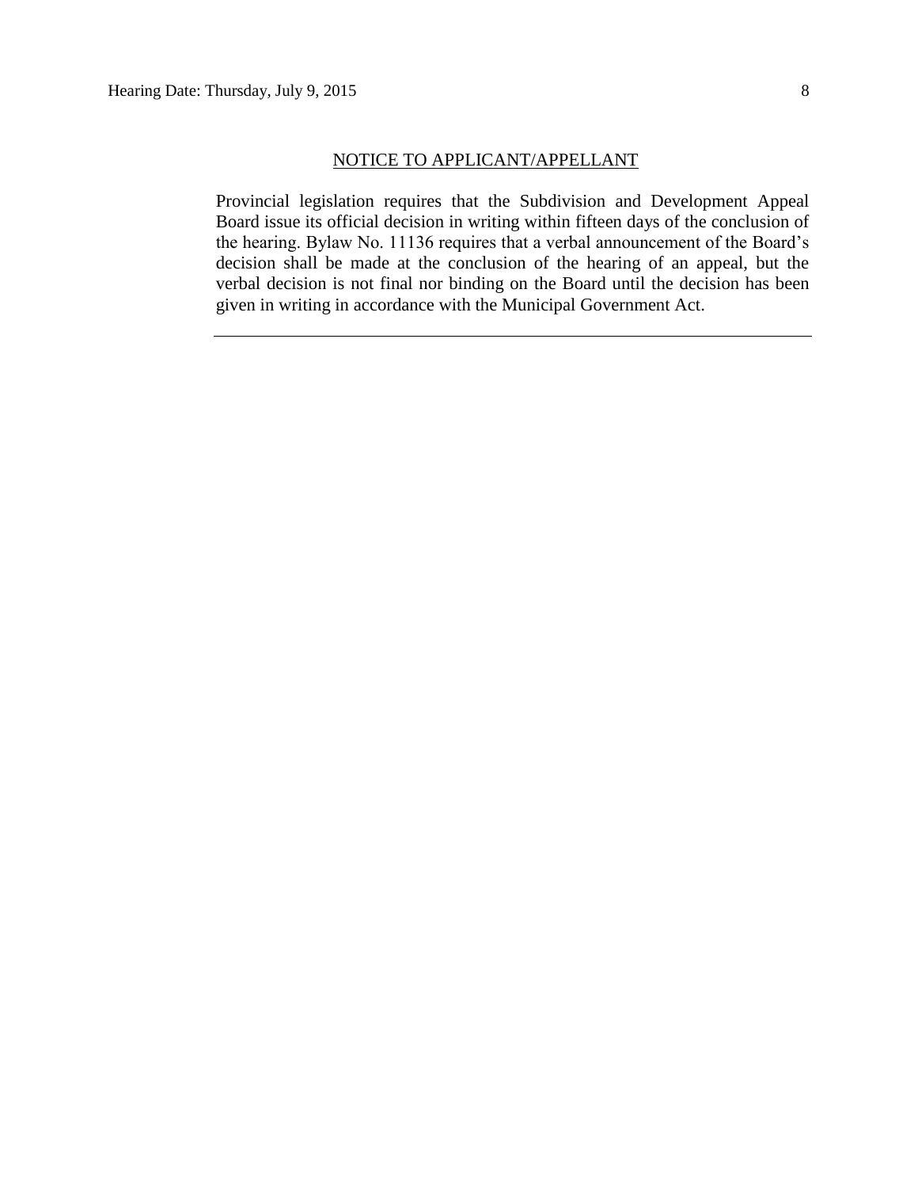## NOTICE TO APPLICANT/APPELLANT

Provincial legislation requires that the Subdivision and Development Appeal Board issue its official decision in writing within fifteen days of the conclusion of the hearing. Bylaw No. 11136 requires that a verbal announcement of the Board's decision shall be made at the conclusion of the hearing of an appeal, but the verbal decision is not final nor binding on the Board until the decision has been given in writing in accordance with the Municipal Government Act.

---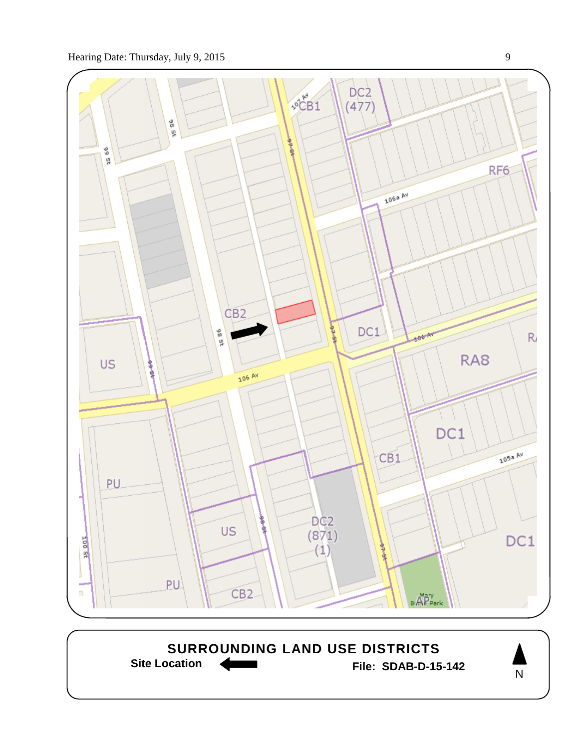**SURROUNDING LAND USE DISTRICTS**

**Site Location** ←

**File: SDAB-D-15-142**

N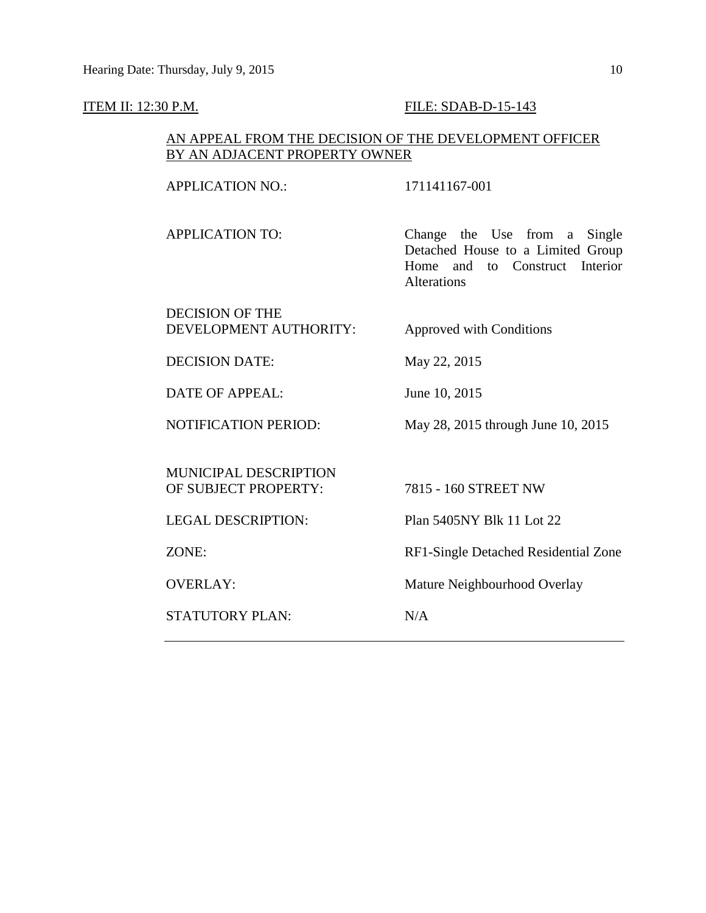ITEM II: 12:30 P.M. FILE: SDAB-D-15-143

AN APPEAL FROM THE DECISION OF THE DEVELOPMENT OFFICER BY AN ADJACENT PROPERTY OWNER

| | |
|---|---|
| APPLICATION NO.: | 171141167-001 |
| APPLICATION TO: | Change the Use from a Single Detached House to a Limited Group Home and to Construct Interior Alterations |
| DECISION OF THE DEVELOPMENT AUTHORITY: | Approved with Conditions |
| DECISION DATE: | May 22, 2015 |
| DATE OF APPEAL: | June 10, 2015 |
| NOTIFICATION PERIOD: | May 28, 2015 through June 10, 2015 |
| MUNICIPAL DESCRIPTION OF SUBJECT PROPERTY: | 7815 - 160 STREET NW |
| LEGAL DESCRIPTION: | Plan 5405NY Blk 11 Lot 22 |
| ZONE: | RF1-Single Detached Residential Zone |
| OVERLAY: | Mature Neighbourhood Overlay |
| STATUTORY PLAN: | N/A |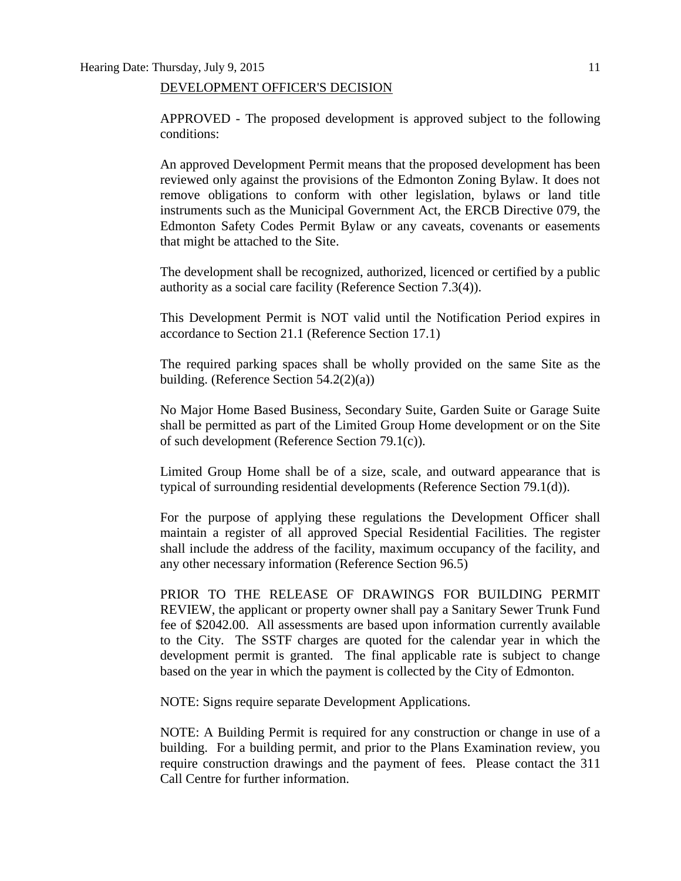DEVELOPMENT OFFICER'S DECISION

APPROVED - The proposed development is approved subject to the following conditions:

An approved Development Permit means that the proposed development has been reviewed only against the provisions of the Edmonton Zoning Bylaw. It does not remove obligations to conform with other legislation, bylaws or land title instruments such as the Municipal Government Act, the ERCB Directive 079, the Edmonton Safety Codes Permit Bylaw or any caveats, covenants or easements that might be attached to the Site.

The development shall be recognized, authorized, licenced or certified by a public authority as a social care facility (Reference Section 7.3(4)).

This Development Permit is NOT valid until the Notification Period expires in accordance to Section 21.1 (Reference Section 17.1)

The required parking spaces shall be wholly provided on the same Site as the building. (Reference Section 54.2(2)(a))

No Major Home Based Business, Secondary Suite, Garden Suite or Garage Suite shall be permitted as part of the Limited Group Home development or on the Site of such development (Reference Section 79.1(c)).

Limited Group Home shall be of a size, scale, and outward appearance that is typical of surrounding residential developments (Reference Section 79.1(d)).

For the purpose of applying these regulations the Development Officer shall maintain a register of all approved Special Residential Facilities. The register shall include the address of the facility, maximum occupancy of the facility, and any other necessary information (Reference Section 96.5)

PRIOR TO THE RELEASE OF DRAWINGS FOR BUILDING PERMIT REVIEW, the applicant or property owner shall pay a Sanitary Sewer Trunk Fund fee of $2042.00. All assessments are based upon information currently available to the City. The SSTF charges are quoted for the calendar year in which the development permit is granted. The final applicable rate is subject to change based on the year in which the payment is collected by the City of Edmonton.

NOTE: Signs require separate Development Applications.

NOTE: A Building Permit is required for any construction or change in use of a building. For a building permit, and prior to the Plans Examination review, you require construction drawings and the payment of fees. Please contact the 311 Call Centre for further information.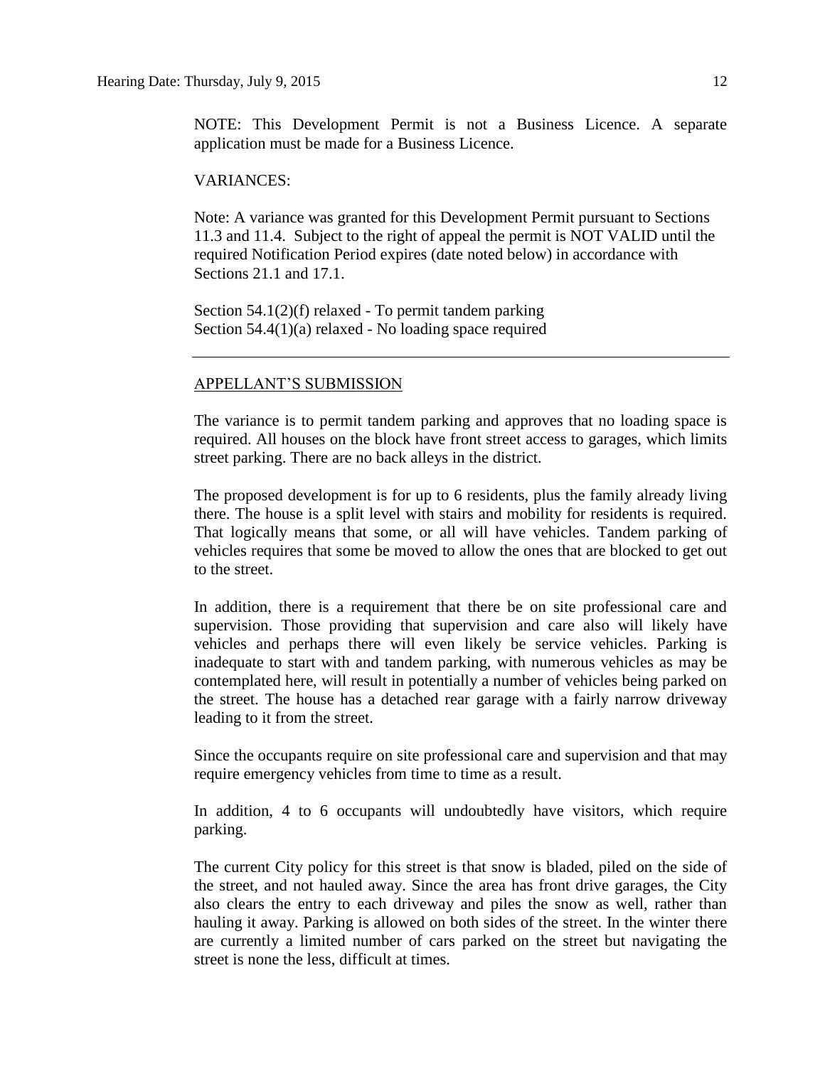NOTE: This Development Permit is not a Business Licence. A separate application must be made for a Business Licence.

VARIANCES:

Note: A variance was granted for this Development Permit pursuant to Sections 11.3 and 11.4. Subject to the right of appeal the permit is NOT VALID until the required Notification Period expires (date noted below) in accordance with Sections 21.1 and 17.1.

Section 54.1(2)(f) relaxed - To permit tandem parking
Section 54.4(1)(a) relaxed - No loading space required

---

## APPELLANT'S SUBMISSION

The variance is to permit tandem parking and approves that no loading space is required. All houses on the block have front street access to garages, which limits street parking. There are no back alleys in the district.

The proposed development is for up to 6 residents, plus the family already living there. The house is a split level with stairs and mobility for residents is required. That logically means that some, or all will have vehicles. Tandem parking of vehicles requires that some be moved to allow the ones that are blocked to get out to the street.

In addition, there is a requirement that there be on site professional care and supervision. Those providing that supervision and care also will likely have vehicles and perhaps there will even likely be service vehicles. Parking is inadequate to start with and tandem parking, with numerous vehicles as may be contemplated here, will result in potentially a number of vehicles being parked on the street. The house has a detached rear garage with a fairly narrow driveway leading to it from the street.

Since the occupants require on site professional care and supervision and that may require emergency vehicles from time to time as a result.

In addition, 4 to 6 occupants will undoubtedly have visitors, which require parking.

The current City policy for this street is that snow is bladed, piled on the side of the street, and not hauled away. Since the area has front drive garages, the City also clears the entry to each driveway and piles the snow as well, rather than hauling it away. Parking is allowed on both sides of the street. In the winter there are currently a limited number of cars parked on the street but navigating the street is none the less, difficult at times.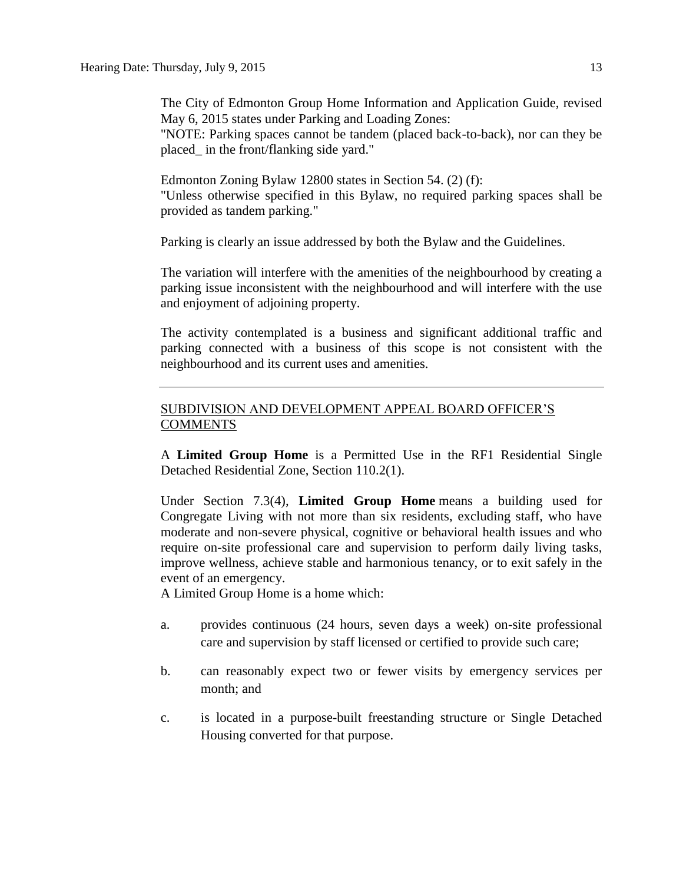The City of Edmonton Group Home Information and Application Guide, revised May 6, 2015 states under Parking and Loading Zones:
"NOTE: Parking spaces cannot be tandem (placed back-to-back), nor can they be placed_ in the front/flanking side yard."

Edmonton Zoning Bylaw 12800 states in Section 54. (2) (f):
"Unless otherwise specified in this Bylaw, no required parking spaces shall be provided as tandem parking."

Parking is clearly an issue addressed by both the Bylaw and the Guidelines.

The variation will interfere with the amenities of the neighbourhood by creating a parking issue inconsistent with the neighbourhood and will interfere with the use and enjoyment of adjoining property.

The activity contemplated is a business and significant additional traffic and parking connected with a business of this scope is not consistent with the neighbourhood and its current uses and amenities.

---

## SUBDIVISION AND DEVELOPMENT APPEAL BOARD OFFICER'S COMMENTS

A **Limited Group Home** is a Permitted Use in the RF1 Residential Single Detached Residential Zone, Section 110.2(1).

Under Section 7.3(4), **Limited Group Home** means a building used for Congregate Living with not more than six residents, excluding staff, who have moderate and non-severe physical, cognitive or behavioral health issues and who require on-site professional care and supervision to perform daily living tasks, improve wellness, achieve stable and harmonious tenancy, or to exit safely in the event of an emergency.
A Limited Group Home is a home which:

a. provides continuous (24 hours, seven days a week) on-site professional care and supervision by staff licensed or certified to provide such care;

b. can reasonably expect two or fewer visits by emergency services per month; and

c. is located in a purpose-built freestanding structure or Single Detached Housing converted for that purpose.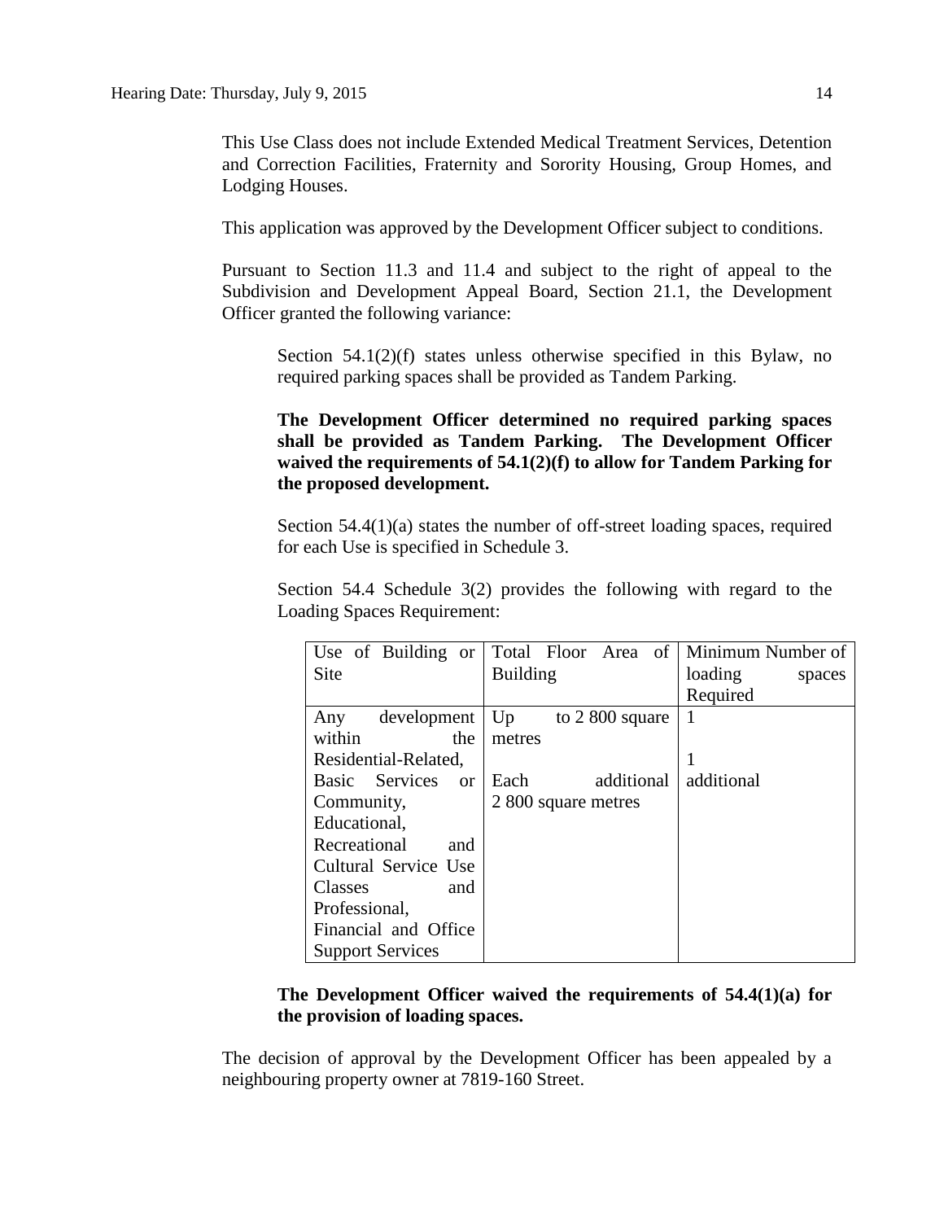This Use Class does not include Extended Medical Treatment Services, Detention and Correction Facilities, Fraternity and Sorority Housing, Group Homes, and Lodging Houses.

This application was approved by the Development Officer subject to conditions.

Pursuant to Section 11.3 and 11.4 and subject to the right of appeal to the Subdivision and Development Appeal Board, Section 21.1, the Development Officer granted the following variance:

> Section 54.1(2)(f) states unless otherwise specified in this Bylaw, no required parking spaces shall be provided as Tandem Parking.
>
> **The Development Officer determined no required parking spaces shall be provided as Tandem Parking. The Development Officer waived the requirements of 54.1(2)(f) to allow for Tandem Parking for the proposed development.**
>
> Section 54.4(1)(a) states the number of off-street loading spaces, required for each Use is specified in Schedule 3.
>
> Section 54.4 Schedule 3(2) provides the following with regard to the Loading Spaces Requirement:

| Use of Building or Site | Total Floor Area of Building | Minimum Number of loading spaces Required |
|---|---|---|
| Any development within the Residential-Related, Basic Services or Community, Educational, Recreational and Cultural Service Use Classes and Professional, Financial and Office Support Services | Up to 2 800 square metres<br><br>Each additional 2 800 square metres | 1<br><br>1 additional |

> **The Development Officer waived the requirements of 54.4(1)(a) for the provision of loading spaces.**

The decision of approval by the Development Officer has been appealed by a neighbouring property owner at 7819-160 Street.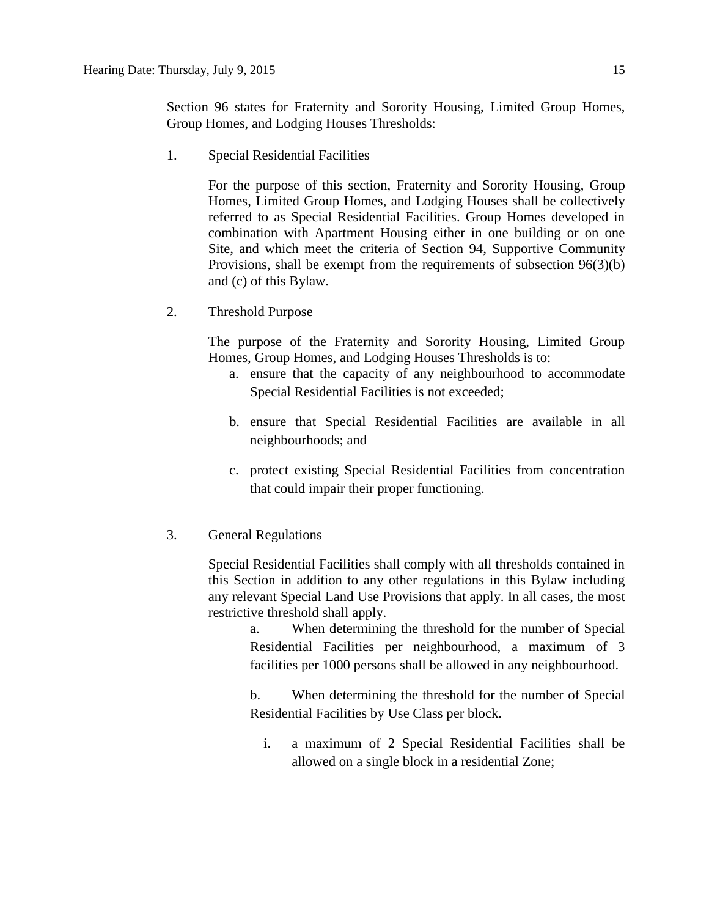Section 96 states for Fraternity and Sorority Housing, Limited Group Homes, Group Homes, and Lodging Houses Thresholds:

1. Special Residential Facilities

   For the purpose of this section, Fraternity and Sorority Housing, Group Homes, Limited Group Homes, and Lodging Houses shall be collectively referred to as Special Residential Facilities. Group Homes developed in combination with Apartment Housing either in one building or on one Site, and which meet the criteria of Section 94, Supportive Community Provisions, shall be exempt from the requirements of subsection 96(3)(b) and (c) of this Bylaw.

2. Threshold Purpose

   The purpose of the Fraternity and Sorority Housing, Limited Group Homes, Group Homes, and Lodging Houses Thresholds is to:

   a. ensure that the capacity of any neighbourhood to accommodate Special Residential Facilities is not exceeded;

   b. ensure that Special Residential Facilities are available in all neighbourhoods; and

   c. protect existing Special Residential Facilities from concentration that could impair their proper functioning.

3. General Regulations

   Special Residential Facilities shall comply with all thresholds contained in this Section in addition to any other regulations in this Bylaw including any relevant Special Land Use Provisions that apply. In all cases, the most restrictive threshold shall apply.

   a. When determining the threshold for the number of Special Residential Facilities per neighbourhood, a maximum of 3 facilities per 1000 persons shall be allowed in any neighbourhood.

   b. When determining the threshold for the number of Special Residential Facilities by Use Class per block.

      i. a maximum of 2 Special Residential Facilities shall be allowed on a single block in a residential Zone;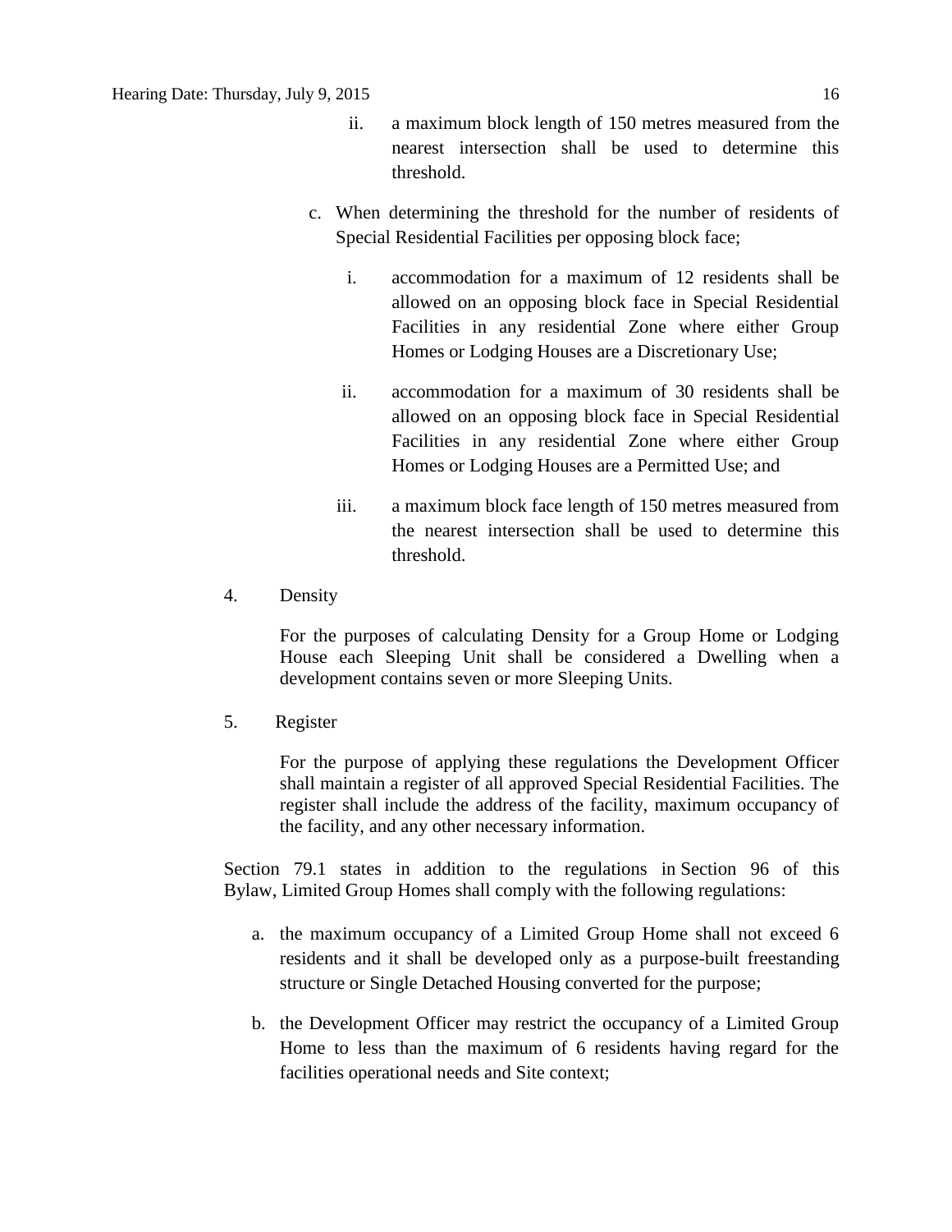ii. a maximum block length of 150 metres measured from the nearest intersection shall be used to determine this threshold.

c. When determining the threshold for the number of residents of Special Residential Facilities per opposing block face;

   i. accommodation for a maximum of 12 residents shall be allowed on an opposing block face in Special Residential Facilities in any residential Zone where either Group Homes or Lodging Houses are a Discretionary Use;

   ii. accommodation for a maximum of 30 residents shall be allowed on an opposing block face in Special Residential Facilities in any residential Zone where either Group Homes or Lodging Houses are a Permitted Use; and

   iii. a maximum block face length of 150 metres measured from the nearest intersection shall be used to determine this threshold.

4. Density

   For the purposes of calculating Density for a Group Home or Lodging House each Sleeping Unit shall be considered a Dwelling when a development contains seven or more Sleeping Units.

5. Register

   For the purpose of applying these regulations the Development Officer shall maintain a register of all approved Special Residential Facilities. The register shall include the address of the facility, maximum occupancy of the facility, and any other necessary information.

Section 79.1 states in addition to the regulations in Section 96 of this Bylaw, Limited Group Homes shall comply with the following regulations:

a. the maximum occupancy of a Limited Group Home shall not exceed 6 residents and it shall be developed only as a purpose-built freestanding structure or Single Detached Housing converted for the purpose;

b. the Development Officer may restrict the occupancy of a Limited Group Home to less than the maximum of 6 residents having regard for the facilities operational needs and Site context;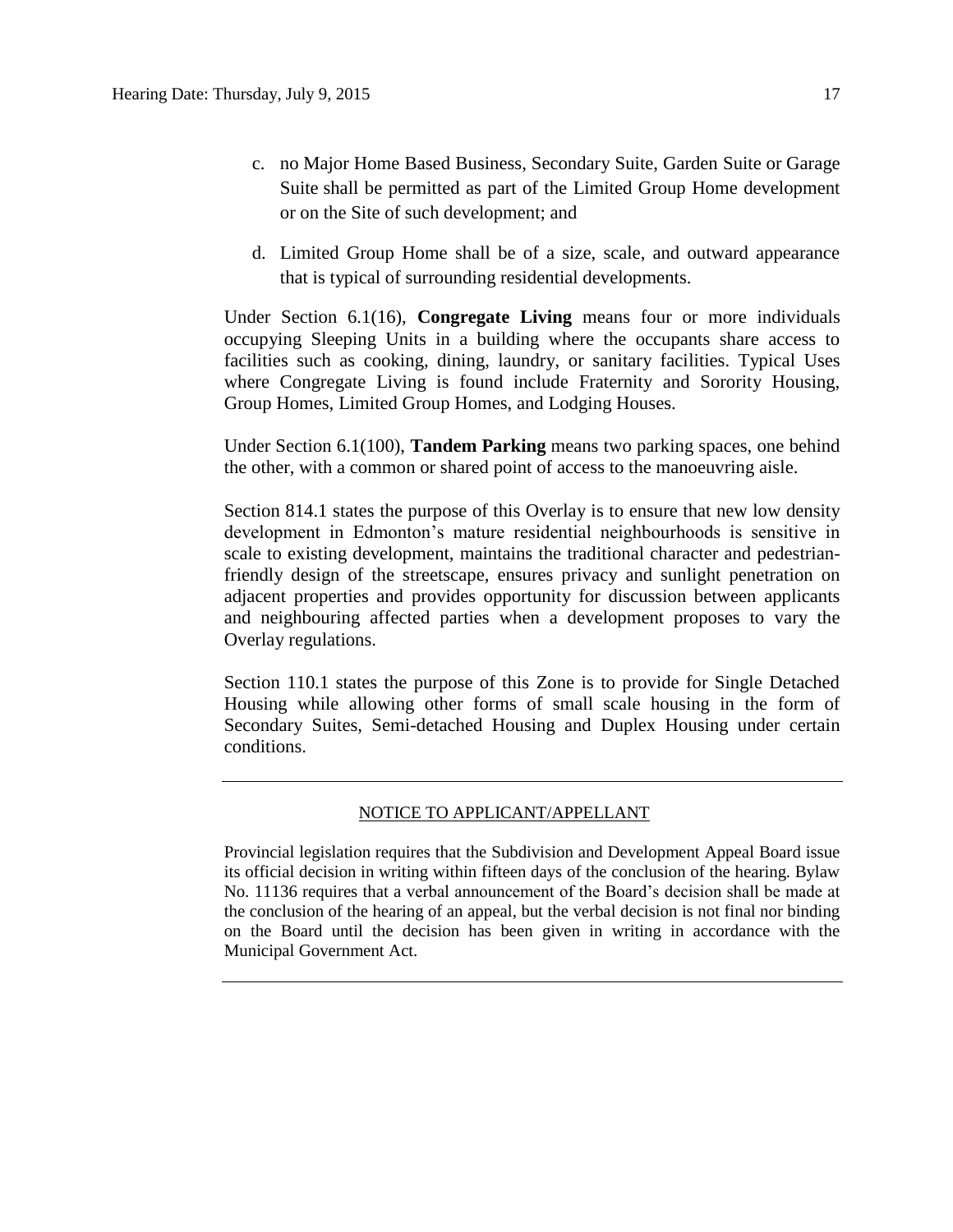c. no Major Home Based Business, Secondary Suite, Garden Suite or Garage Suite shall be permitted as part of the Limited Group Home development or on the Site of such development; and

d. Limited Group Home shall be of a size, scale, and outward appearance that is typical of surrounding residential developments.

Under Section 6.1(16), **Congregate Living** means four or more individuals occupying Sleeping Units in a building where the occupants share access to facilities such as cooking, dining, laundry, or sanitary facilities. Typical Uses where Congregate Living is found include Fraternity and Sorority Housing, Group Homes, Limited Group Homes, and Lodging Houses.

Under Section 6.1(100), **Tandem Parking** means two parking spaces, one behind the other, with a common or shared point of access to the manoeuvring aisle.

Section 814.1 states the purpose of this Overlay is to ensure that new low density development in Edmonton's mature residential neighbourhoods is sensitive in scale to existing development, maintains the traditional character and pedestrian-friendly design of the streetscape, ensures privacy and sunlight penetration on adjacent properties and provides opportunity for discussion between applicants and neighbouring affected parties when a development proposes to vary the Overlay regulations.

Section 110.1 states the purpose of this Zone is to provide for Single Detached Housing while allowing other forms of small scale housing in the form of Secondary Suites, Semi-detached Housing and Duplex Housing under certain conditions.

---

NOTICE TO APPLICANT/APPELLANT

Provincial legislation requires that the Subdivision and Development Appeal Board issue its official decision in writing within fifteen days of the conclusion of the hearing. Bylaw No. 11136 requires that a verbal announcement of the Board's decision shall be made at the conclusion of the hearing of an appeal, but the verbal decision is not final nor binding on the Board until the decision has been given in writing in accordance with the Municipal Government Act.

---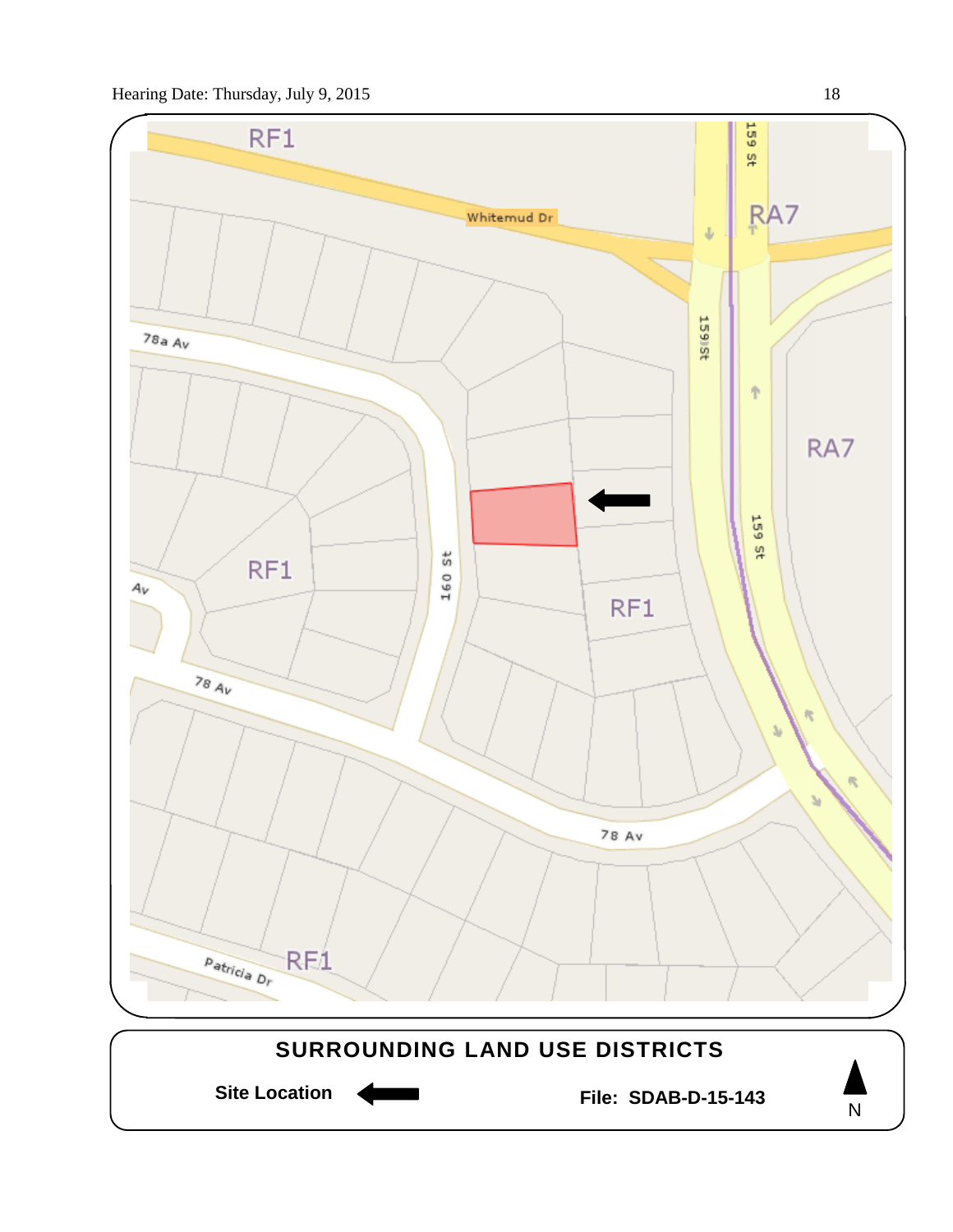RF1

Whitemud Dr

159 St

RA7

78a Av

159 St

RA7

160 St

159 St

RF1

RF1

Av

78 Av

78 Av

Patricia Dr

RF1

**SURROUNDING LAND USE DISTRICTS**

**Site Location** ←

**File: SDAB-D-15-143**

N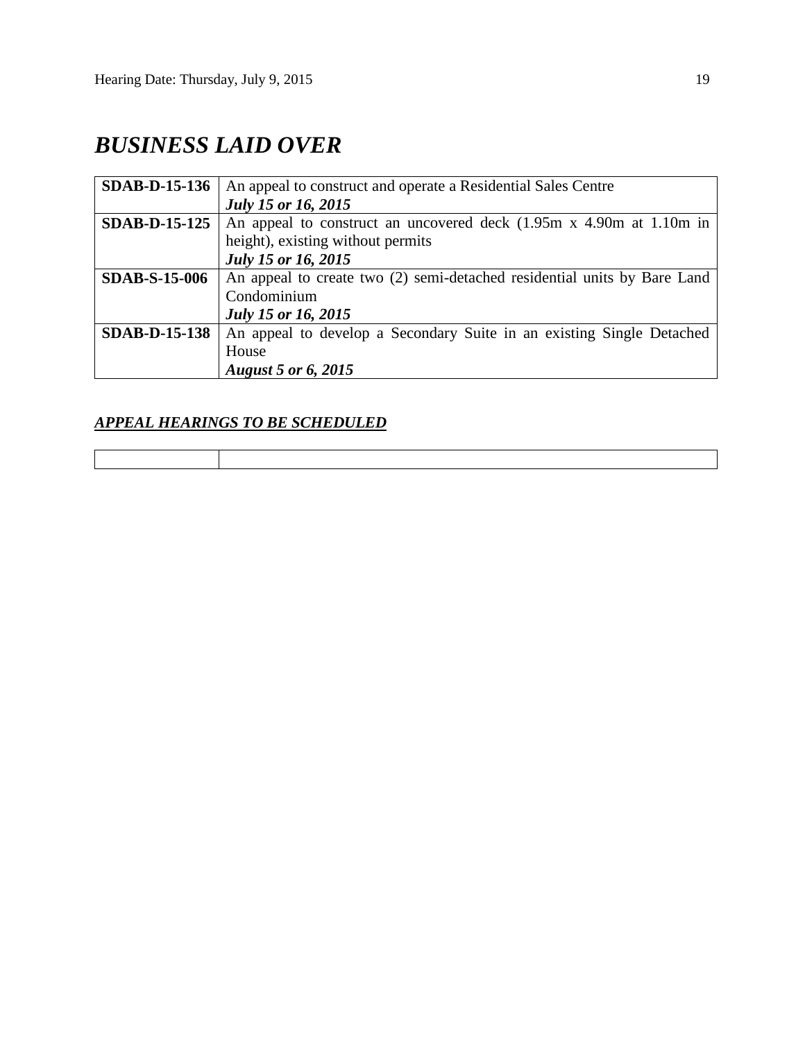# *BUSINESS LAID OVER*

| | |
|---|---|
| **SDAB-D-15-136** | An appeal to construct and operate a Residential Sales Centre<br>***July 15 or 16, 2015*** |
| **SDAB-D-15-125** | An appeal to construct an uncovered deck (1.95m x 4.90m at 1.10m in height), existing without permits<br>***July 15 or 16, 2015*** |
| **SDAB-S-15-006** | An appeal to create two (2) semi-detached residential units by Bare Land Condominium<br>***July 15 or 16, 2015*** |
| **SDAB-D-15-138** | An appeal to develop a Secondary Suite in an existing Single Detached House<br>***August 5 or 6, 2015*** |

## ***APPEAL HEARINGS TO BE SCHEDULED***

| | |
|---|---|
| | |